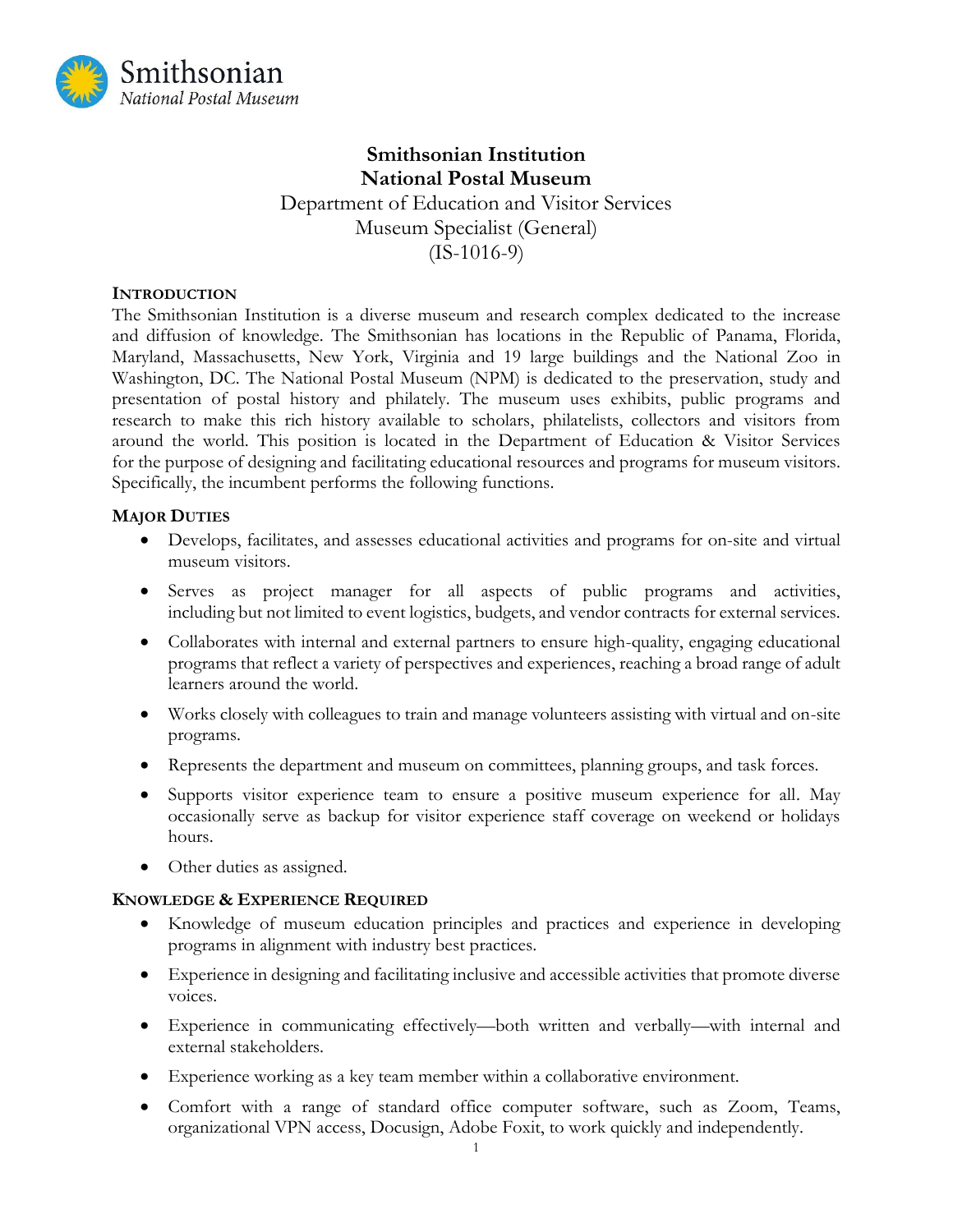Smithsonian
*National Postal Museum*

# Smithsonian Institution
# National Postal Museum

Department of Education and Visitor Services
Museum Specialist (General)
(IS-1016-9)

## INTRODUCTION

The Smithsonian Institution is a diverse museum and research complex dedicated to the increase and diffusion of knowledge. The Smithsonian has locations in the Republic of Panama, Florida, Maryland, Massachusetts, New York, Virginia and 19 large buildings and the National Zoo in Washington, DC. The National Postal Museum (NPM) is dedicated to the preservation, study and presentation of postal history and philately. The museum uses exhibits, public programs and research to make this rich history available to scholars, philatelists, collectors and visitors from around the world. This position is located in the Department of Education & Visitor Services for the purpose of designing and facilitating educational resources and programs for museum visitors. Specifically, the incumbent performs the following functions.

## MAJOR DUTIES

- Develops, facilitates, and assesses educational activities and programs for on-site and virtual museum visitors.
- Serves as project manager for all aspects of public programs and activities, including but not limited to event logistics, budgets, and vendor contracts for external services.
- Collaborates with internal and external partners to ensure high-quality, engaging educational programs that reflect a variety of perspectives and experiences, reaching a broad range of adult learners around the world.
- Works closely with colleagues to train and manage volunteers assisting with virtual and on-site programs.
- Represents the department and museum on committees, planning groups, and task forces.
- Supports visitor experience team to ensure a positive museum experience for all. May occasionally serve as backup for visitor experience staff coverage on weekend or holidays hours.
- Other duties as assigned.

## KNOWLEDGE & EXPERIENCE REQUIRED

- Knowledge of museum education principles and practices and experience in developing programs in alignment with industry best practices.
- Experience in designing and facilitating inclusive and accessible activities that promote diverse voices.
- Experience in communicating effectively—both written and verbally—with internal and external stakeholders.
- Experience working as a key team member within a collaborative environment.
- Comfort with a range of standard office computer software, such as Zoom, Teams, organizational VPN access, Docusign, Adobe Foxit, to work quickly and independently.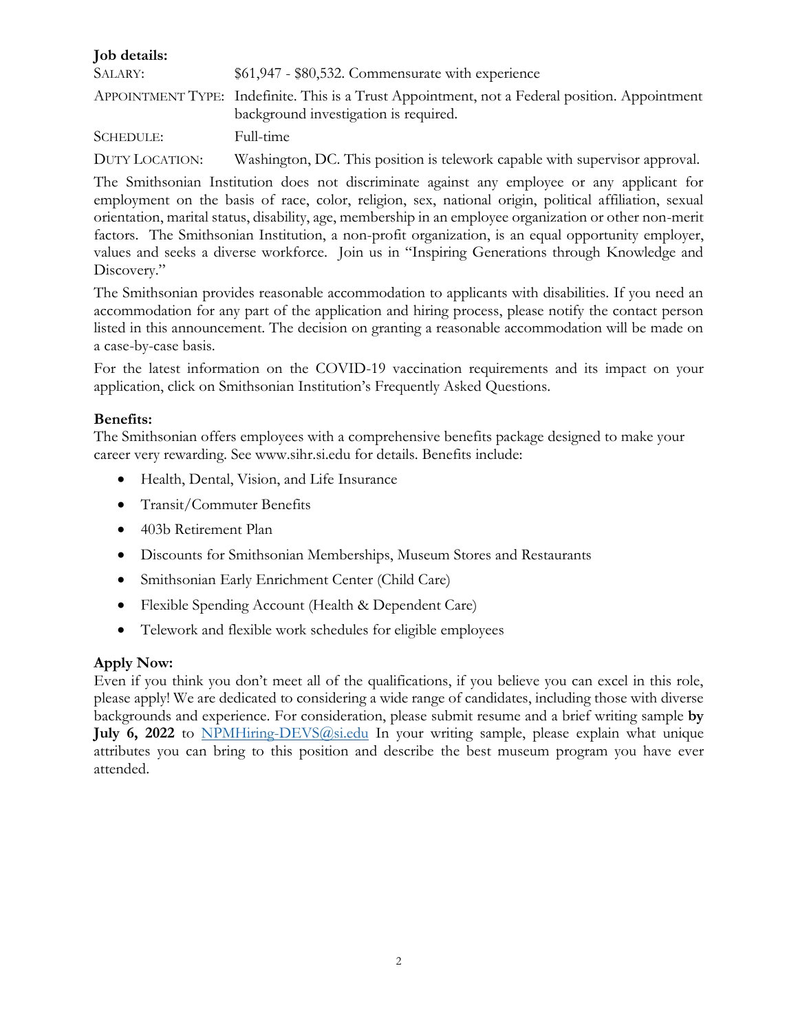**Job details:**

| | |
|---|---|
| SALARY: | $61,947 - $80,532. Commensurate with experience |
| APPOINTMENT TYPE: | Indefinite. This is a Trust Appointment, not a Federal position. Appointment background investigation is required. |
| SCHEDULE: | Full-time |
| DUTY LOCATION: | Washington, DC. This position is telework capable with supervisor approval. |

The Smithsonian Institution does not discriminate against any employee or any applicant for employment on the basis of race, color, religion, sex, national origin, political affiliation, sexual orientation, marital status, disability, age, membership in an employee organization or other non-merit factors. The Smithsonian Institution, a non-profit organization, is an equal opportunity employer, values and seeks a diverse workforce. Join us in "Inspiring Generations through Knowledge and Discovery."

The Smithsonian provides reasonable accommodation to applicants with disabilities. If you need an accommodation for any part of the application and hiring process, please notify the contact person listed in this announcement. The decision on granting a reasonable accommodation will be made on a case-by-case basis.

For the latest information on the COVID-19 vaccination requirements and its impact on your application, click on Smithsonian Institution's Frequently Asked Questions.

**Benefits:**

The Smithsonian offers employees with a comprehensive benefits package designed to make your career very rewarding. See www.sihr.si.edu for details. Benefits include:

- Health, Dental, Vision, and Life Insurance
- Transit/Commuter Benefits
- 403b Retirement Plan
- Discounts for Smithsonian Memberships, Museum Stores and Restaurants
- Smithsonian Early Enrichment Center (Child Care)
- Flexible Spending Account (Health & Dependent Care)
- Telework and flexible work schedules for eligible employees

**Apply Now:**

Even if you think you don't meet all of the qualifications, if you believe you can excel in this role, please apply! We are dedicated to considering a wide range of candidates, including those with diverse backgrounds and experience. For consideration, please submit resume and a brief writing sample **by July 6, 2022** to NPMHiring-DEVS@si.edu In your writing sample, please explain what unique attributes you can bring to this position and describe the best museum program you have ever attended.